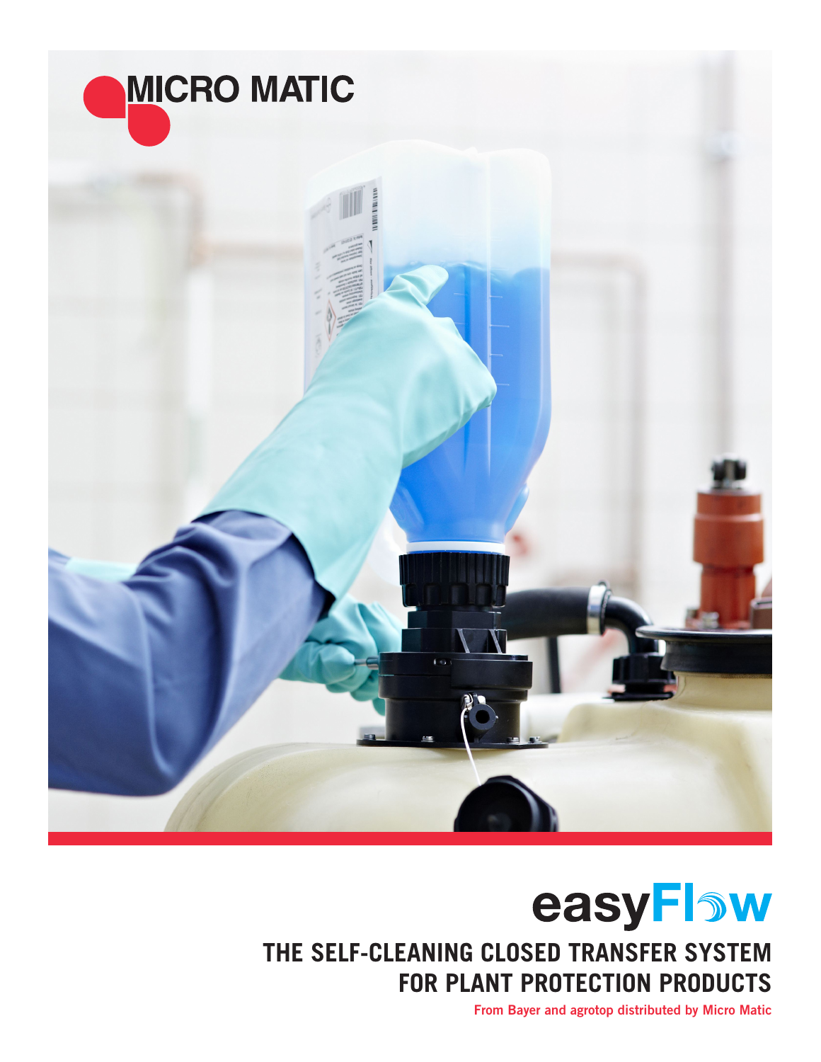MICRO MATIC

# easyFlow

## THE SELF-CLEANING CLOSED TRANSFER SYSTEM FOR PLANT PROTECTION PRODUCTS

From Bayer and agrotop distributed by Micro Matic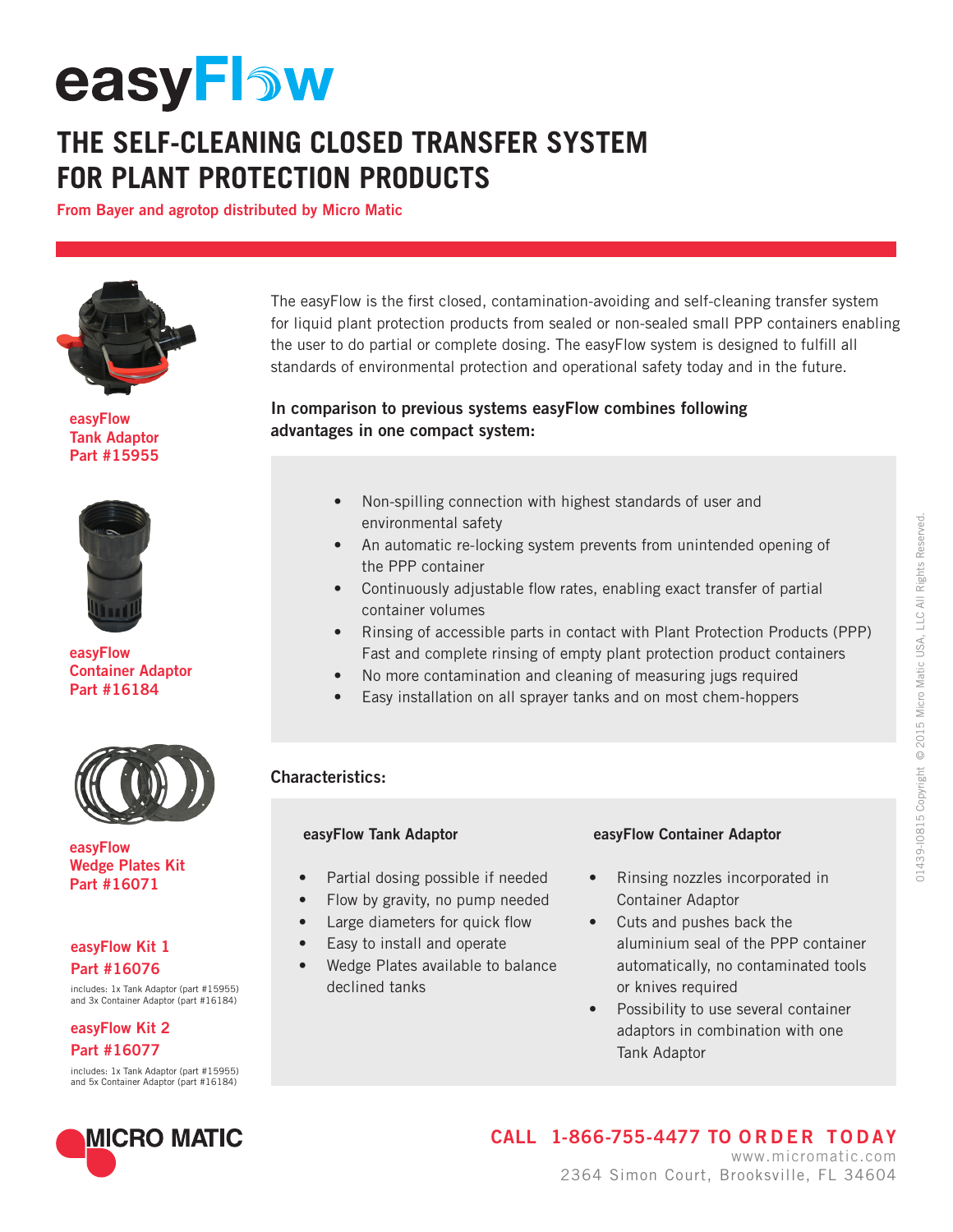# easyFlow

## THE SELF-CLEANING CLOSED TRANSFER SYSTEM FOR PLANT PROTECTION PRODUCTS

From Bayer and agrotop distributed by Micro Matic

easyFlow
Tank Adaptor
Part #15955

easyFlow
Container Adaptor
Part #16184

easyFlow
Wedge Plates Kit
Part #16071

**easyFlow Kit 1**
**Part #16076**

includes: 1x Tank Adaptor (part #15955) and 3x Container Adaptor (part #16184)

**easyFlow Kit 2**
**Part #16077**

includes: 1x Tank Adaptor (part #15955) and 5x Container Adaptor (part #16184)

The easyFlow is the first closed, contamination-avoiding and self-cleaning transfer system for liquid plant protection products from sealed or non-sealed small PPP containers enabling the user to do partial or complete dosing. The easyFlow system is designed to fulfill all standards of environmental protection and operational safety today and in the future.

**In comparison to previous systems easyFlow combines following advantages in one compact system:**

- Non-spilling connection with highest standards of user and environmental safety
- An automatic re-locking system prevents from unintended opening of the PPP container
- Continuously adjustable flow rates, enabling exact transfer of partial container volumes
- Rinsing of accessible parts in contact with Plant Protection Products (PPP) Fast and complete rinsing of empty plant protection product containers
- No more contamination and cleaning of measuring jugs required
- Easy installation on all sprayer tanks and on most chem-hoppers

**Characteristics:**

**easyFlow Tank Adaptor**

- Partial dosing possible if needed
- Flow by gravity, no pump needed
- Large diameters for quick flow
- Easy to install and operate
- Wedge Plates available to balance declined tanks

**easyFlow Container Adaptor**

- Rinsing nozzles incorporated in Container Adaptor
- Cuts and pushes back the aluminium seal of the PPP container automatically, no contaminated tools or knives required
- Possibility to use several container adaptors in combination with one Tank Adaptor

MICRO MATIC

**CALL 1-866-755-4477 TO ORDER TODAY**
www.micromatic.com
2364 Simon Court, Brooksville, FL 34604

01439-I0815 Copyright © 2015 Micro Matic USA, LLC All Rights Reserved.